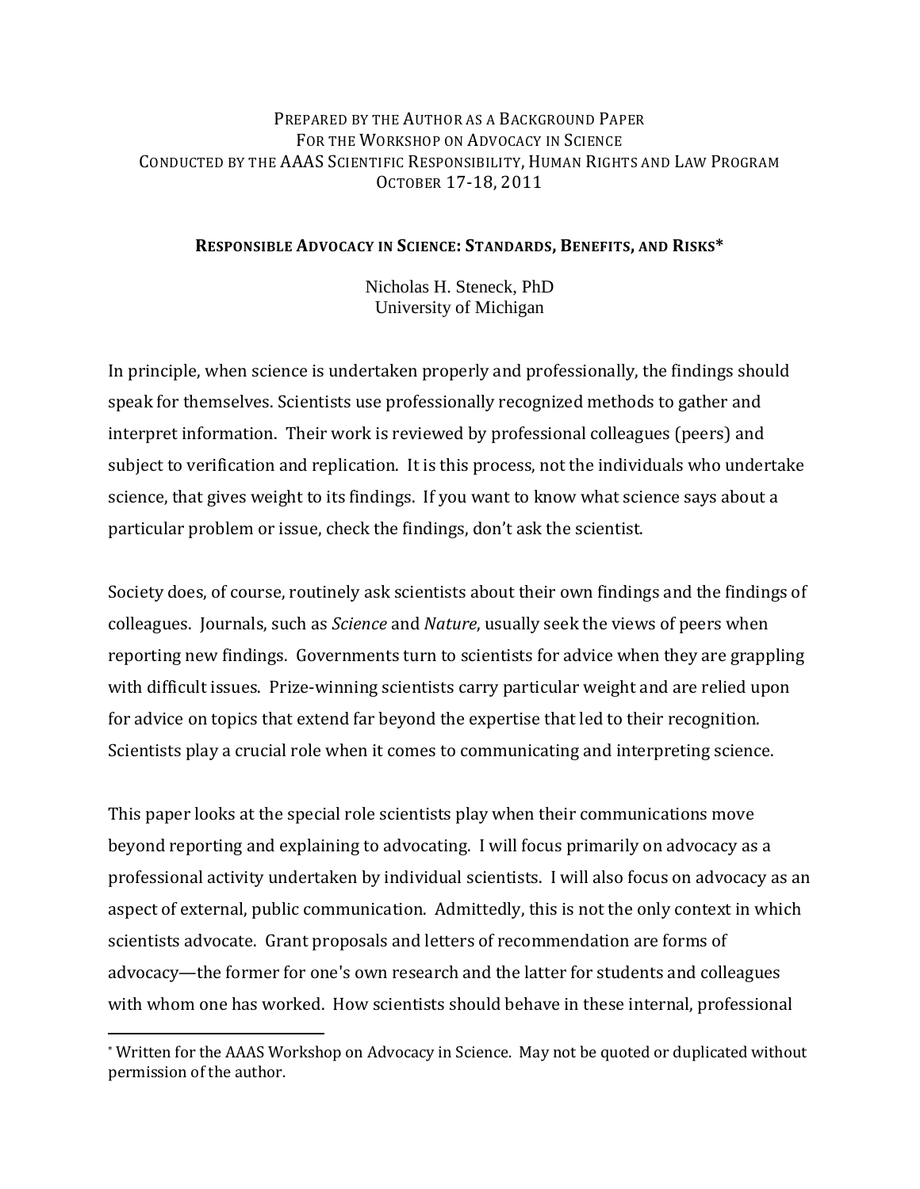PREPARED BY THE AUTHOR AS A BACKGROUND PAPER
FOR THE WORKSHOP ON ADVOCACY IN SCIENCE
CONDUCTED BY THE AAAS SCIENTIFIC RESPONSIBILITY, HUMAN RIGHTS AND LAW PROGRAM
OCTOBER 17-18, 2011

# RESPONSIBLE ADVOCACY IN SCIENCE: STANDARDS, BENEFITS, AND RISKS*

Nicholas H. Steneck, PhD
University of Michigan

In principle, when science is undertaken properly and professionally, the findings should speak for themselves. Scientists use professionally recognized methods to gather and interpret information. Their work is reviewed by professional colleagues (peers) and subject to verification and replication. It is this process, not the individuals who undertake science, that gives weight to its findings. If you want to know what science says about a particular problem or issue, check the findings, don't ask the scientist.

Society does, of course, routinely ask scientists about their own findings and the findings of colleagues. Journals, such as *Science* and *Nature*, usually seek the views of peers when reporting new findings. Governments turn to scientists for advice when they are grappling with difficult issues. Prize-winning scientists carry particular weight and are relied upon for advice on topics that extend far beyond the expertise that led to their recognition. Scientists play a crucial role when it comes to communicating and interpreting science.

This paper looks at the special role scientists play when their communications move beyond reporting and explaining to advocating. I will focus primarily on advocacy as a professional activity undertaken by individual scientists. I will also focus on advocacy as an aspect of external, public communication. Admittedly, this is not the only context in which scientists advocate. Grant proposals and letters of recommendation are forms of advocacy—the former for one's own research and the latter for students and colleagues with whom one has worked. How scientists should behave in these internal, professional

---

* Written for the AAAS Workshop on Advocacy in Science. May not be quoted or duplicated without permission of the author.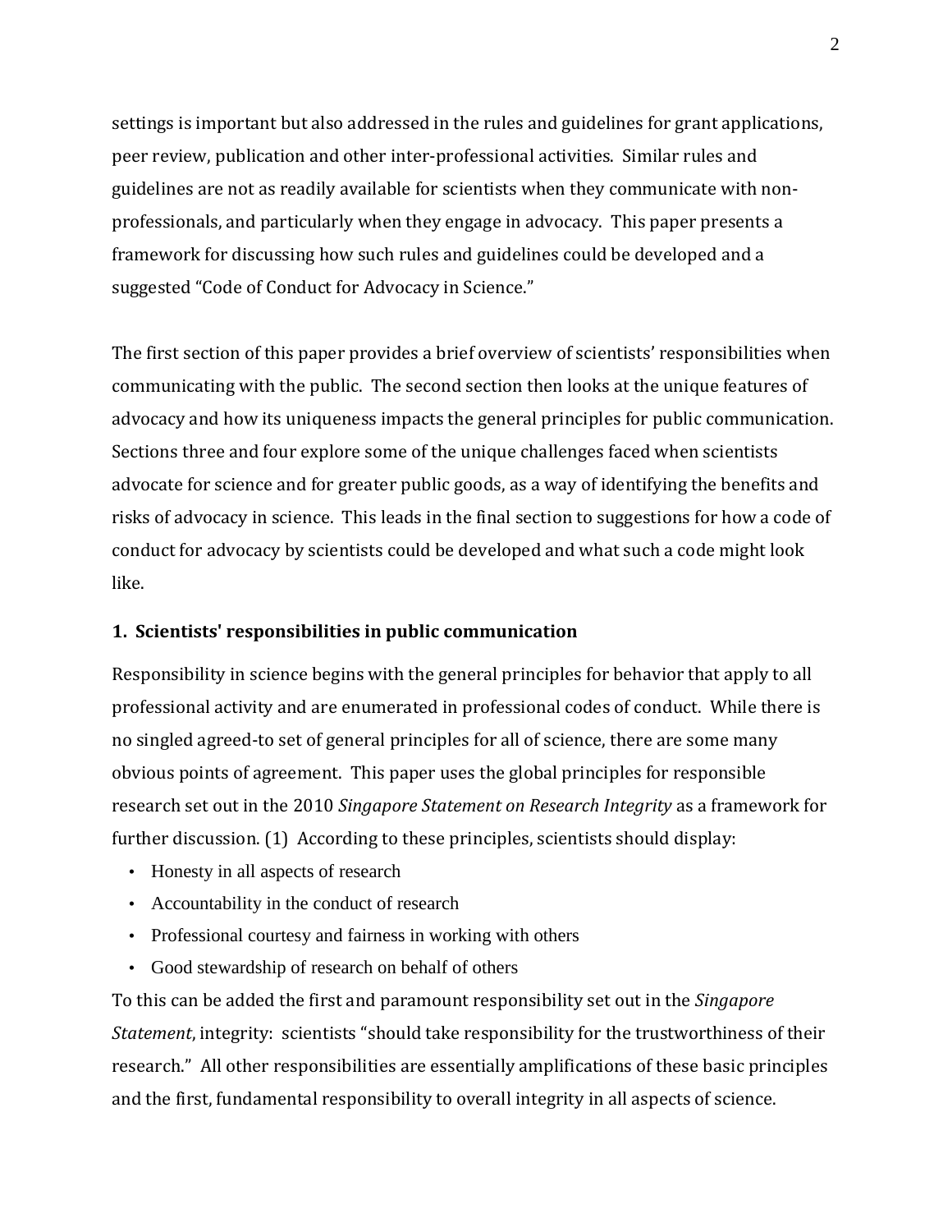settings is important but also addressed in the rules and guidelines for grant applications, peer review, publication and other inter-professional activities. Similar rules and guidelines are not as readily available for scientists when they communicate with non-professionals, and particularly when they engage in advocacy. This paper presents a framework for discussing how such rules and guidelines could be developed and a suggested "Code of Conduct for Advocacy in Science."

The first section of this paper provides a brief overview of scientists' responsibilities when communicating with the public. The second section then looks at the unique features of advocacy and how its uniqueness impacts the general principles for public communication. Sections three and four explore some of the unique challenges faced when scientists advocate for science and for greater public goods, as a way of identifying the benefits and risks of advocacy in science. This leads in the final section to suggestions for how a code of conduct for advocacy by scientists could be developed and what such a code might look like.

## 1. Scientists' responsibilities in public communication

Responsibility in science begins with the general principles for behavior that apply to all professional activity and are enumerated in professional codes of conduct. While there is no singled agreed-to set of general principles for all of science, there are some many obvious points of agreement. This paper uses the global principles for responsible research set out in the 2010 *Singapore Statement on Research Integrity* as a framework for further discussion. (1) According to these principles, scientists should display:

- Honesty in all aspects of research
- Accountability in the conduct of research
- Professional courtesy and fairness in working with others
- Good stewardship of research on behalf of others

To this can be added the first and paramount responsibility set out in the *Singapore Statement*, integrity: scientists "should take responsibility for the trustworthiness of their research." All other responsibilities are essentially amplifications of these basic principles and the first, fundamental responsibility to overall integrity in all aspects of science.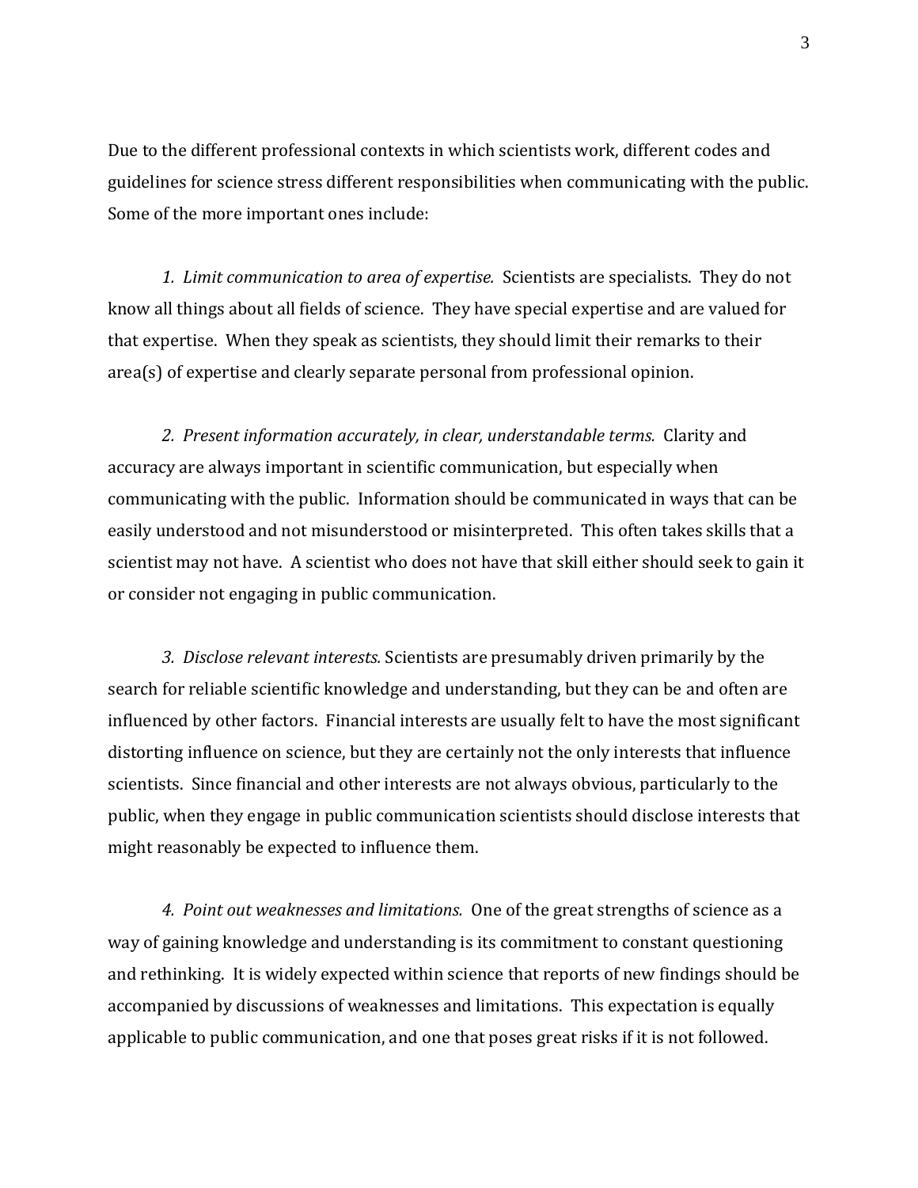Due to the different professional contexts in which scientists work, different codes and guidelines for science stress different responsibilities when communicating with the public. Some of the more important ones include:

*1. Limit communication to area of expertise.* Scientists are specialists. They do not know all things about all fields of science. They have special expertise and are valued for that expertise. When they speak as scientists, they should limit their remarks to their area(s) of expertise and clearly separate personal from professional opinion.

*2. Present information accurately, in clear, understandable terms.* Clarity and accuracy are always important in scientific communication, but especially when communicating with the public. Information should be communicated in ways that can be easily understood and not misunderstood or misinterpreted. This often takes skills that a scientist may not have. A scientist who does not have that skill either should seek to gain it or consider not engaging in public communication.

*3. Disclose relevant interests.* Scientists are presumably driven primarily by the search for reliable scientific knowledge and understanding, but they can be and often are influenced by other factors. Financial interests are usually felt to have the most significant distorting influence on science, but they are certainly not the only interests that influence scientists. Since financial and other interests are not always obvious, particularly to the public, when they engage in public communication scientists should disclose interests that might reasonably be expected to influence them.

*4. Point out weaknesses and limitations.* One of the great strengths of science as a way of gaining knowledge and understanding is its commitment to constant questioning and rethinking. It is widely expected within science that reports of new findings should be accompanied by discussions of weaknesses and limitations. This expectation is equally applicable to public communication, and one that poses great risks if it is not followed.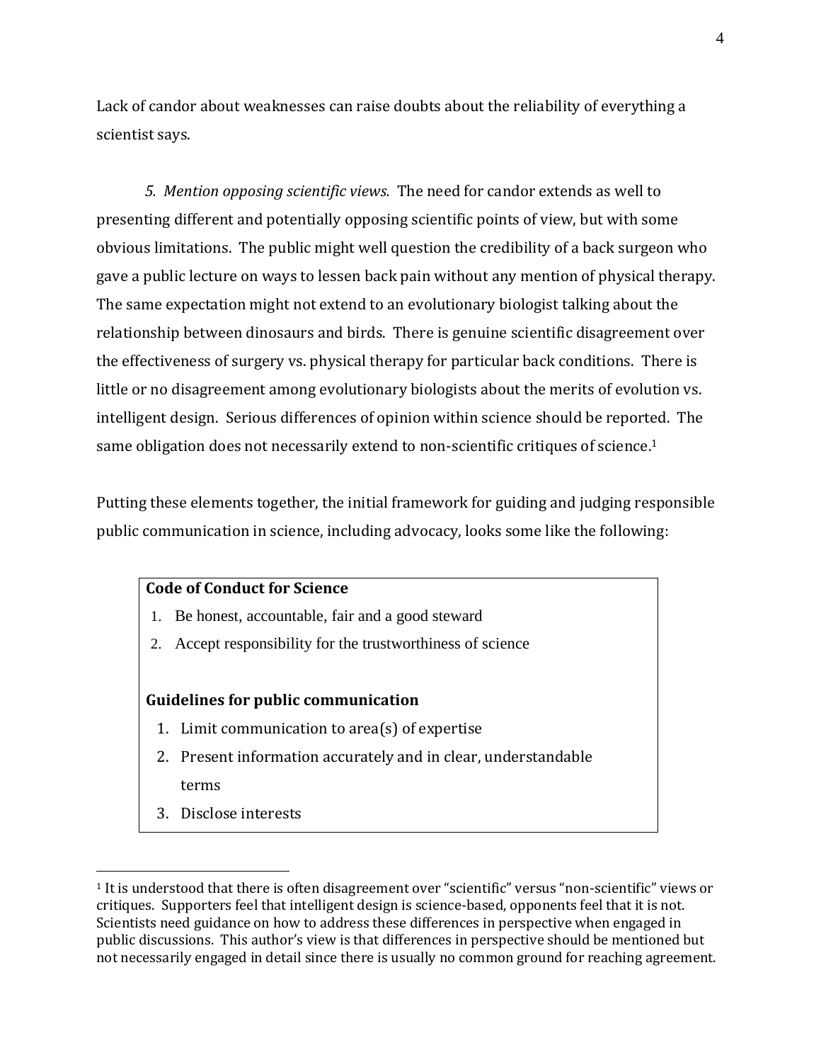Lack of candor about weaknesses can raise doubts about the reliability of everything a scientist says.

*5. Mention opposing scientific views.* The need for candor extends as well to presenting different and potentially opposing scientific points of view, but with some obvious limitations. The public might well question the credibility of a back surgeon who gave a public lecture on ways to lessen back pain without any mention of physical therapy. The same expectation might not extend to an evolutionary biologist talking about the relationship between dinosaurs and birds. There is genuine scientific disagreement over the effectiveness of surgery vs. physical therapy for particular back conditions. There is little or no disagreement among evolutionary biologists about the merits of evolution vs. intelligent design. Serious differences of opinion within science should be reported. The same obligation does not necessarily extend to non-scientific critiques of science.[1]

Putting these elements together, the initial framework for guiding and judging responsible public communication in science, including advocacy, looks some like the following:

**Code of Conduct for Science**

1. Be honest, accountable, fair and a good steward
2. Accept responsibility for the trustworthiness of science

**Guidelines for public communication**

1. Limit communication to area(s) of expertise
2. Present information accurately and in clear, understandable terms
3. Disclose interests

---

[1] It is understood that there is often disagreement over "scientific" versus "non-scientific" views or critiques. Supporters feel that intelligent design is science-based, opponents feel that it is not. Scientists need guidance on how to address these differences in perspective when engaged in public discussions. This author's view is that differences in perspective should be mentioned but not necessarily engaged in detail since there is usually no common ground for reaching agreement.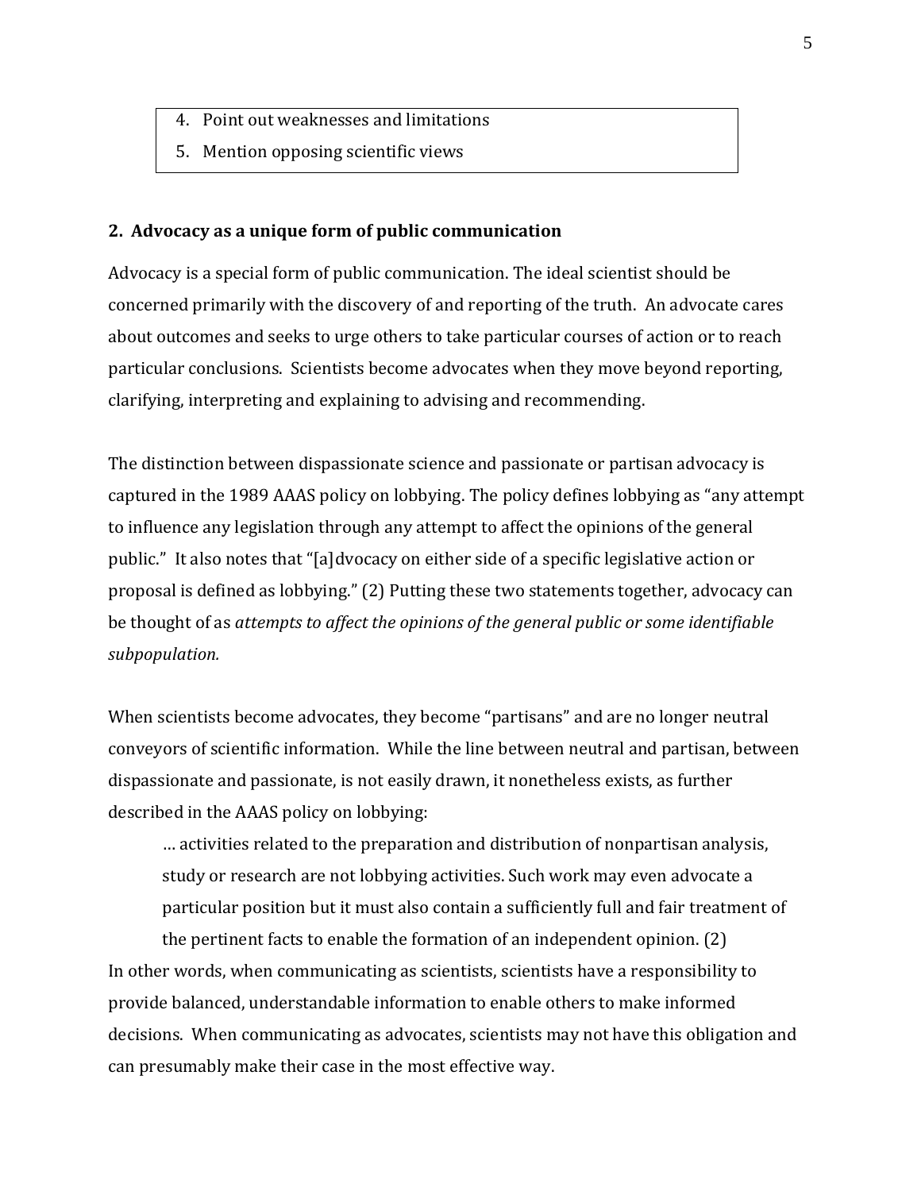4. Point out weaknesses and limitations
5. Mention opposing scientific views

## 2. Advocacy as a unique form of public communication

Advocacy is a special form of public communication. The ideal scientist should be concerned primarily with the discovery of and reporting of the truth. An advocate cares about outcomes and seeks to urge others to take particular courses of action or to reach particular conclusions. Scientists become advocates when they move beyond reporting, clarifying, interpreting and explaining to advising and recommending.

The distinction between dispassionate science and passionate or partisan advocacy is captured in the 1989 AAAS policy on lobbying. The policy defines lobbying as "any attempt to influence any legislation through any attempt to affect the opinions of the general public." It also notes that "[a]dvocacy on either side of a specific legislative action or proposal is defined as lobbying." (2) Putting these two statements together, advocacy can be thought of as *attempts to affect the opinions of the general public or some identifiable subpopulation.*

When scientists become advocates, they become "partisans" and are no longer neutral conveyors of scientific information. While the line between neutral and partisan, between dispassionate and passionate, is not easily drawn, it nonetheless exists, as further described in the AAAS policy on lobbying:

> … activities related to the preparation and distribution of nonpartisan analysis, study or research are not lobbying activities. Such work may even advocate a particular position but it must also contain a sufficiently full and fair treatment of the pertinent facts to enable the formation of an independent opinion. (2)

In other words, when communicating as scientists, scientists have a responsibility to provide balanced, understandable information to enable others to make informed decisions. When communicating as advocates, scientists may not have this obligation and can presumably make their case in the most effective way.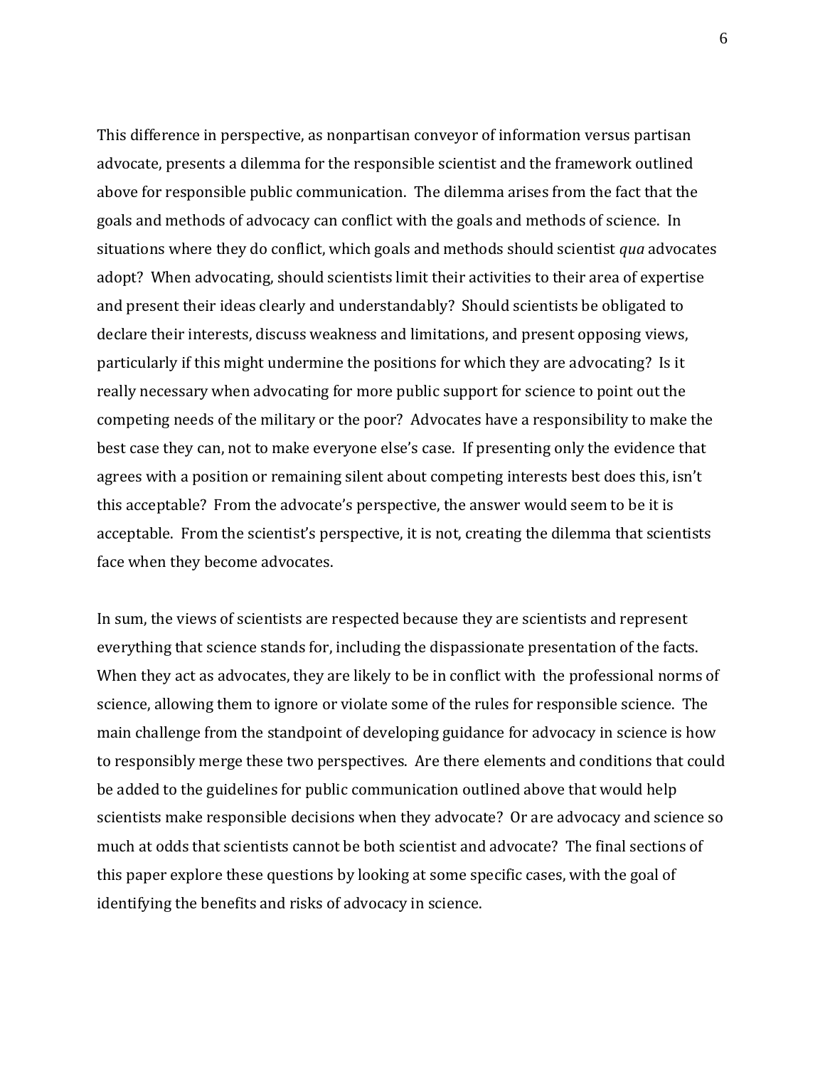This difference in perspective, as nonpartisan conveyor of information versus partisan advocate, presents a dilemma for the responsible scientist and the framework outlined above for responsible public communication. The dilemma arises from the fact that the goals and methods of advocacy can conflict with the goals and methods of science. In situations where they do conflict, which goals and methods should scientist *qua* advocates adopt? When advocating, should scientists limit their activities to their area of expertise and present their ideas clearly and understandably? Should scientists be obligated to declare their interests, discuss weakness and limitations, and present opposing views, particularly if this might undermine the positions for which they are advocating? Is it really necessary when advocating for more public support for science to point out the competing needs of the military or the poor? Advocates have a responsibility to make the best case they can, not to make everyone else's case. If presenting only the evidence that agrees with a position or remaining silent about competing interests best does this, isn't this acceptable? From the advocate's perspective, the answer would seem to be it is acceptable. From the scientist's perspective, it is not, creating the dilemma that scientists face when they become advocates.

In sum, the views of scientists are respected because they are scientists and represent everything that science stands for, including the dispassionate presentation of the facts. When they act as advocates, they are likely to be in conflict with the professional norms of science, allowing them to ignore or violate some of the rules for responsible science. The main challenge from the standpoint of developing guidance for advocacy in science is how to responsibly merge these two perspectives. Are there elements and conditions that could be added to the guidelines for public communication outlined above that would help scientists make responsible decisions when they advocate? Or are advocacy and science so much at odds that scientists cannot be both scientist and advocate? The final sections of this paper explore these questions by looking at some specific cases, with the goal of identifying the benefits and risks of advocacy in science.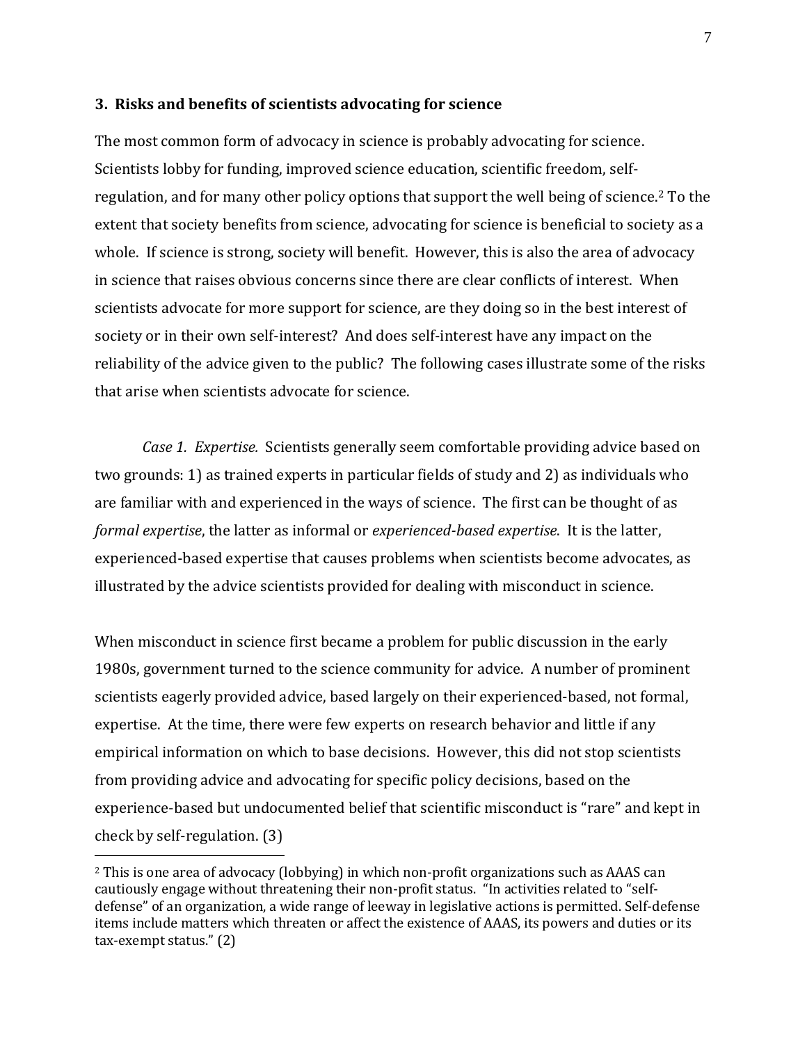### 3. Risks and benefits of scientists advocating for science

The most common form of advocacy in science is probably advocating for science. Scientists lobby for funding, improved science education, scientific freedom, self-regulation, and for many other policy options that support the well being of science.[2] To the extent that society benefits from science, advocating for science is beneficial to society as a whole. If science is strong, society will benefit. However, this is also the area of advocacy in science that raises obvious concerns since there are clear conflicts of interest. When scientists advocate for more support for science, are they doing so in the best interest of society or in their own self-interest? And does self-interest have any impact on the reliability of the advice given to the public? The following cases illustrate some of the risks that arise when scientists advocate for science.

*Case 1. Expertise.* Scientists generally seem comfortable providing advice based on two grounds: 1) as trained experts in particular fields of study and 2) as individuals who are familiar with and experienced in the ways of science. The first can be thought of as *formal expertise*, the latter as informal or *experienced-based expertise*. It is the latter, experienced-based expertise that causes problems when scientists become advocates, as illustrated by the advice scientists provided for dealing with misconduct in science.

When misconduct in science first became a problem for public discussion in the early 1980s, government turned to the science community for advice. A number of prominent scientists eagerly provided advice, based largely on their experienced-based, not formal, expertise. At the time, there were few experts on research behavior and little if any empirical information on which to base decisions. However, this did not stop scientists from providing advice and advocating for specific policy decisions, based on the experience-based but undocumented belief that scientific misconduct is "rare" and kept in check by self-regulation. (3)

[2] This is one area of advocacy (lobbying) in which non-profit organizations such as AAAS can cautiously engage without threatening their non-profit status. "In activities related to "self-defense" of an organization, a wide range of leeway in legislative actions is permitted. Self-defense items include matters which threaten or affect the existence of AAAS, its powers and duties or its tax-exempt status." (2)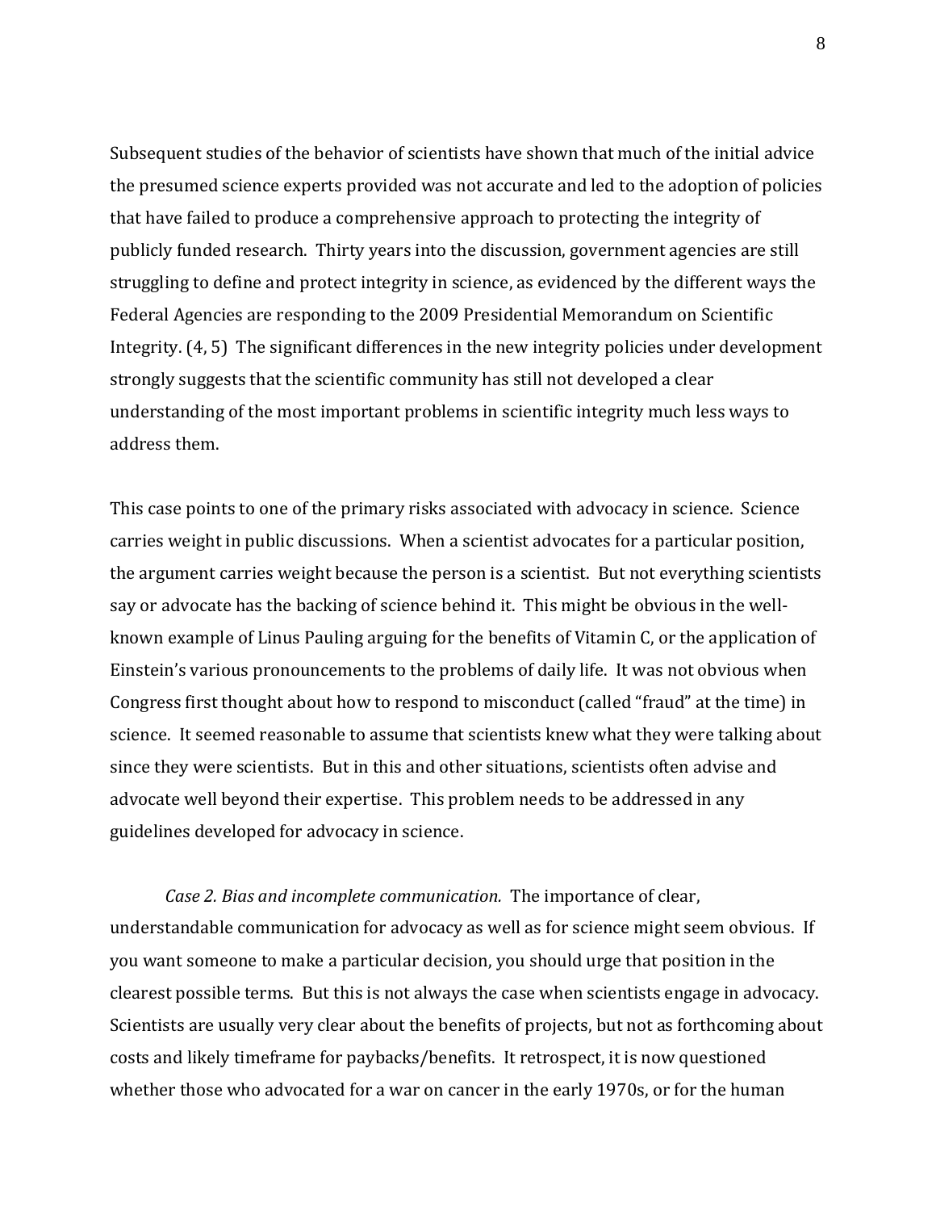Subsequent studies of the behavior of scientists have shown that much of the initial advice the presumed science experts provided was not accurate and led to the adoption of policies that have failed to produce a comprehensive approach to protecting the integrity of publicly funded research. Thirty years into the discussion, government agencies are still struggling to define and protect integrity in science, as evidenced by the different ways the Federal Agencies are responding to the 2009 Presidential Memorandum on Scientific Integrity. (4, 5) The significant differences in the new integrity policies under development strongly suggests that the scientific community has still not developed a clear understanding of the most important problems in scientific integrity much less ways to address them.

This case points to one of the primary risks associated with advocacy in science. Science carries weight in public discussions. When a scientist advocates for a particular position, the argument carries weight because the person is a scientist. But not everything scientists say or advocate has the backing of science behind it. This might be obvious in the well-known example of Linus Pauling arguing for the benefits of Vitamin C, or the application of Einstein's various pronouncements to the problems of daily life. It was not obvious when Congress first thought about how to respond to misconduct (called "fraud" at the time) in science. It seemed reasonable to assume that scientists knew what they were talking about since they were scientists. But in this and other situations, scientists often advise and advocate well beyond their expertise. This problem needs to be addressed in any guidelines developed for advocacy in science.

*Case 2. Bias and incomplete communication.* The importance of clear, understandable communication for advocacy as well as for science might seem obvious. If you want someone to make a particular decision, you should urge that position in the clearest possible terms. But this is not always the case when scientists engage in advocacy. Scientists are usually very clear about the benefits of projects, but not as forthcoming about costs and likely timeframe for paybacks/benefits. It retrospect, it is now questioned whether those who advocated for a war on cancer in the early 1970s, or for the human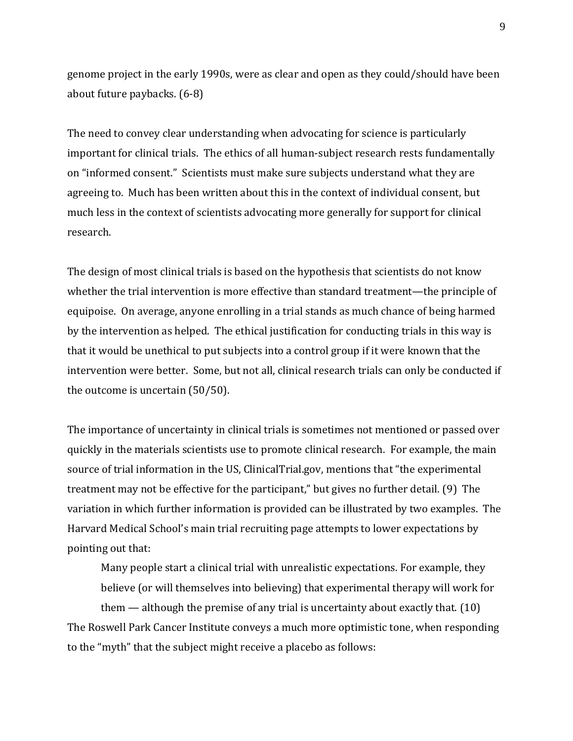genome project in the early 1990s, were as clear and open as they could/should have been about future paybacks. (6-8)

The need to convey clear understanding when advocating for science is particularly important for clinical trials. The ethics of all human-subject research rests fundamentally on "informed consent." Scientists must make sure subjects understand what they are agreeing to. Much has been written about this in the context of individual consent, but much less in the context of scientists advocating more generally for support for clinical research.

The design of most clinical trials is based on the hypothesis that scientists do not know whether the trial intervention is more effective than standard treatment—the principle of equipoise. On average, anyone enrolling in a trial stands as much chance of being harmed by the intervention as helped. The ethical justification for conducting trials in this way is that it would be unethical to put subjects into a control group if it were known that the intervention were better. Some, but not all, clinical research trials can only be conducted if the outcome is uncertain (50/50).

The importance of uncertainty in clinical trials is sometimes not mentioned or passed over quickly in the materials scientists use to promote clinical research. For example, the main source of trial information in the US, ClinicalTrial.gov, mentions that "the experimental treatment may not be effective for the participant," but gives no further detail. (9) The variation in which further information is provided can be illustrated by two examples. The Harvard Medical School's main trial recruiting page attempts to lower expectations by pointing out that:

> Many people start a clinical trial with unrealistic expectations. For example, they believe (or will themselves into believing) that experimental therapy will work for them — although the premise of any trial is uncertainty about exactly that. (10)

The Roswell Park Cancer Institute conveys a much more optimistic tone, when responding to the "myth" that the subject might receive a placebo as follows: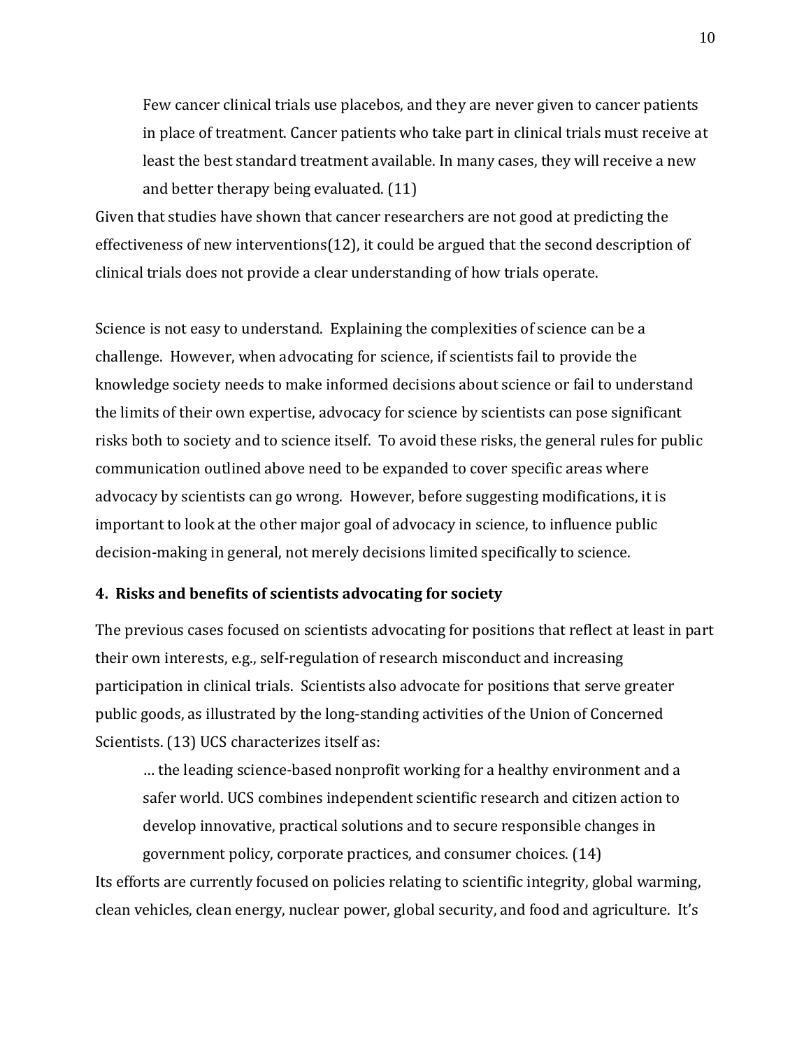> Few cancer clinical trials use placebos, and they are never given to cancer patients in place of treatment. Cancer patients who take part in clinical trials must receive at least the best standard treatment available. In many cases, they will receive a new and better therapy being evaluated. (11)

Given that studies have shown that cancer researchers are not good at predicting the effectiveness of new interventions(12), it could be argued that the second description of clinical trials does not provide a clear understanding of how trials operate.

Science is not easy to understand. Explaining the complexities of science can be a challenge. However, when advocating for science, if scientists fail to provide the knowledge society needs to make informed decisions about science or fail to understand the limits of their own expertise, advocacy for science by scientists can pose significant risks both to society and to science itself. To avoid these risks, the general rules for public communication outlined above need to be expanded to cover specific areas where advocacy by scientists can go wrong. However, before suggesting modifications, it is important to look at the other major goal of advocacy in science, to influence public decision-making in general, not merely decisions limited specifically to science.

### 4. Risks and benefits of scientists advocating for society

The previous cases focused on scientists advocating for positions that reflect at least in part their own interests, e.g., self-regulation of research misconduct and increasing participation in clinical trials. Scientists also advocate for positions that serve greater public goods, as illustrated by the long-standing activities of the Union of Concerned Scientists. (13) UCS characterizes itself as:

> … the leading science-based nonprofit working for a healthy environment and a safer world. UCS combines independent scientific research and citizen action to develop innovative, practical solutions and to secure responsible changes in government policy, corporate practices, and consumer choices. (14)

Its efforts are currently focused on policies relating to scientific integrity, global warming, clean vehicles, clean energy, nuclear power, global security, and food and agriculture. It's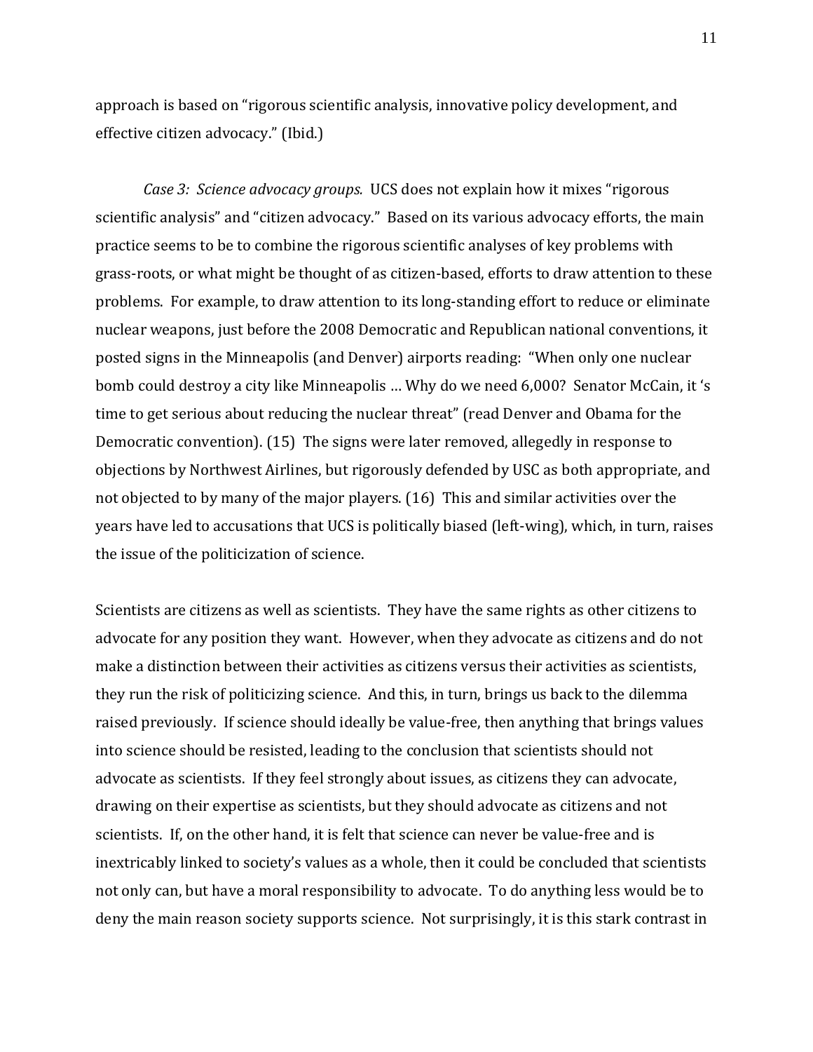approach is based on "rigorous scientific analysis, innovative policy development, and effective citizen advocacy." (Ibid.)

*Case 3: Science advocacy groups.* UCS does not explain how it mixes "rigorous scientific analysis" and "citizen advocacy." Based on its various advocacy efforts, the main practice seems to be to combine the rigorous scientific analyses of key problems with grass-roots, or what might be thought of as citizen-based, efforts to draw attention to these problems. For example, to draw attention to its long-standing effort to reduce or eliminate nuclear weapons, just before the 2008 Democratic and Republican national conventions, it posted signs in the Minneapolis (and Denver) airports reading: "When only one nuclear bomb could destroy a city like Minneapolis … Why do we need 6,000? Senator McCain, it 's time to get serious about reducing the nuclear threat" (read Denver and Obama for the Democratic convention). (15) The signs were later removed, allegedly in response to objections by Northwest Airlines, but rigorously defended by USC as both appropriate, and not objected to by many of the major players. (16) This and similar activities over the years have led to accusations that UCS is politically biased (left-wing), which, in turn, raises the issue of the politicization of science.

Scientists are citizens as well as scientists. They have the same rights as other citizens to advocate for any position they want. However, when they advocate as citizens and do not make a distinction between their activities as citizens versus their activities as scientists, they run the risk of politicizing science. And this, in turn, brings us back to the dilemma raised previously. If science should ideally be value-free, then anything that brings values into science should be resisted, leading to the conclusion that scientists should not advocate as scientists. If they feel strongly about issues, as citizens they can advocate, drawing on their expertise as scientists, but they should advocate as citizens and not scientists. If, on the other hand, it is felt that science can never be value-free and is inextricably linked to society's values as a whole, then it could be concluded that scientists not only can, but have a moral responsibility to advocate. To do anything less would be to deny the main reason society supports science. Not surprisingly, it is this stark contrast in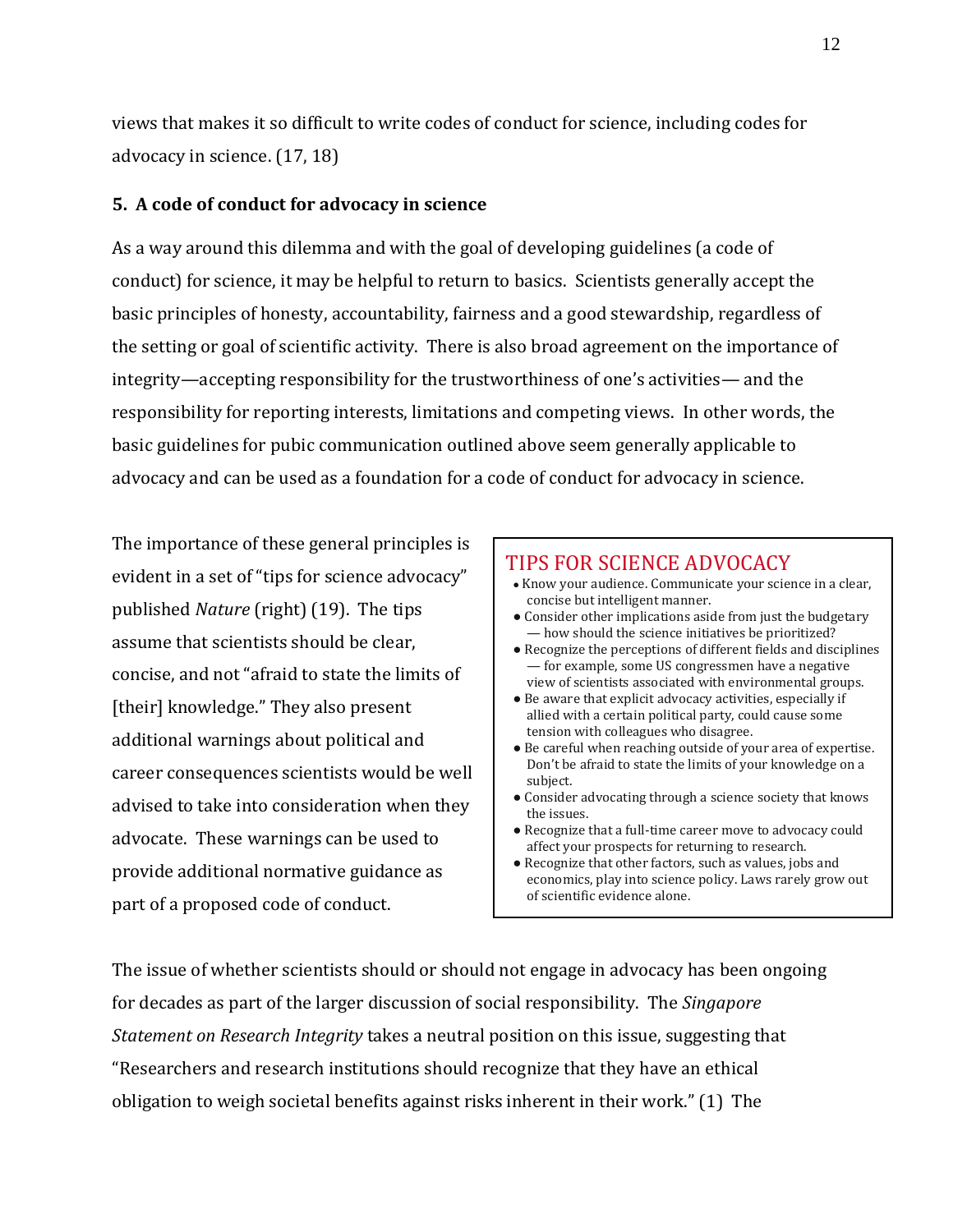views that makes it so difficult to write codes of conduct for science, including codes for advocacy in science. (17, 18)

## 5. A code of conduct for advocacy in science

As a way around this dilemma and with the goal of developing guidelines (a code of conduct) for science, it may be helpful to return to basics. Scientists generally accept the basic principles of honesty, accountability, fairness and a good stewardship, regardless of the setting or goal of scientific activity. There is also broad agreement on the importance of integrity—accepting responsibility for the trustworthiness of one's activities— and the responsibility for reporting interests, limitations and competing views. In other words, the basic guidelines for pubic communication outlined above seem generally applicable to advocacy and can be used as a foundation for a code of conduct for advocacy in science.

The importance of these general principles is evident in a set of "tips for science advocacy" published *Nature* (right) (19). The tips assume that scientists should be clear, concise, and not "afraid to state the limits of [their] knowledge." They also present additional warnings about political and career consequences scientists would be well advised to take into consideration when they advocate. These warnings can be used to provide additional normative guidance as part of a proposed code of conduct.

### TIPS FOR SCIENCE ADVOCACY

- Know your audience. Communicate your science in a clear, concise but intelligent manner.
- Consider other implications aside from just the budgetary — how should the science initiatives be prioritized?
- Recognize the perceptions of different fields and disciplines — for example, some US congressmen have a negative view of scientists associated with environmental groups.
- Be aware that explicit advocacy activities, especially if allied with a certain political party, could cause some tension with colleagues who disagree.
- Be careful when reaching outside of your area of expertise. Don't be afraid to state the limits of your knowledge on a subject.
- Consider advocating through a science society that knows the issues.
- Recognize that a full-time career move to advocacy could affect your prospects for returning to research.
- Recognize that other factors, such as values, jobs and economics, play into science policy. Laws rarely grow out of scientific evidence alone.

The issue of whether scientists should or should not engage in advocacy has been ongoing for decades as part of the larger discussion of social responsibility. The *Singapore Statement on Research Integrity* takes a neutral position on this issue, suggesting that "Researchers and research institutions should recognize that they have an ethical obligation to weigh societal benefits against risks inherent in their work." (1) The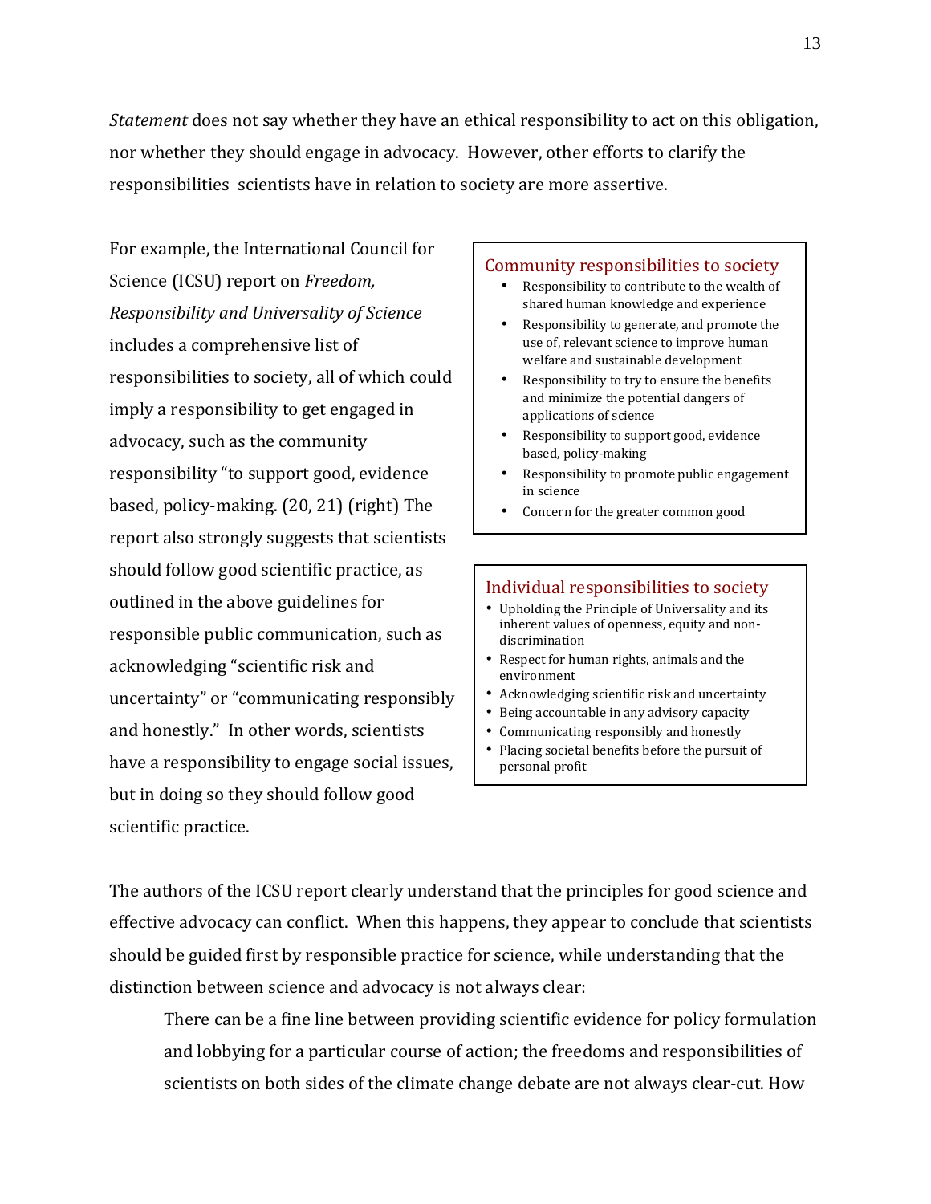*Statement* does not say whether they have an ethical responsibility to act on this obligation, nor whether they should engage in advocacy. However, other efforts to clarify the responsibilities scientists have in relation to society are more assertive.

For example, the International Council for Science (ICSU) report on *Freedom, Responsibility and Universality of Science* includes a comprehensive list of responsibilities to society, all of which could imply a responsibility to get engaged in advocacy, such as the community responsibility "to support good, evidence based, policy-making. (20, 21) (right) The report also strongly suggests that scientists should follow good scientific practice, as outlined in the above guidelines for responsible public communication, such as acknowledging "scientific risk and uncertainty" or "communicating responsibly and honestly." In other words, scientists have a responsibility to engage social issues, but in doing so they should follow good scientific practice.

### Community responsibilities to society

- Responsibility to contribute to the wealth of shared human knowledge and experience
- Responsibility to generate, and promote the use of, relevant science to improve human welfare and sustainable development
- Responsibility to try to ensure the benefits and minimize the potential dangers of applications of science
- Responsibility to support good, evidence based, policy-making
- Responsibility to promote public engagement in science
- Concern for the greater common good

### Individual responsibilities to society

- Upholding the Principle of Universality and its inherent values of openness, equity and non-discrimination
- Respect for human rights, animals and the environment
- Acknowledging scientific risk and uncertainty
- Being accountable in any advisory capacity
- Communicating responsibly and honestly
- Placing societal benefits before the pursuit of personal profit

The authors of the ICSU report clearly understand that the principles for good science and effective advocacy can conflict. When this happens, they appear to conclude that scientists should be guided first by responsible practice for science, while understanding that the distinction between science and advocacy is not always clear:

> There can be a fine line between providing scientific evidence for policy formulation and lobbying for a particular course of action; the freedoms and responsibilities of scientists on both sides of the climate change debate are not always clear-cut. How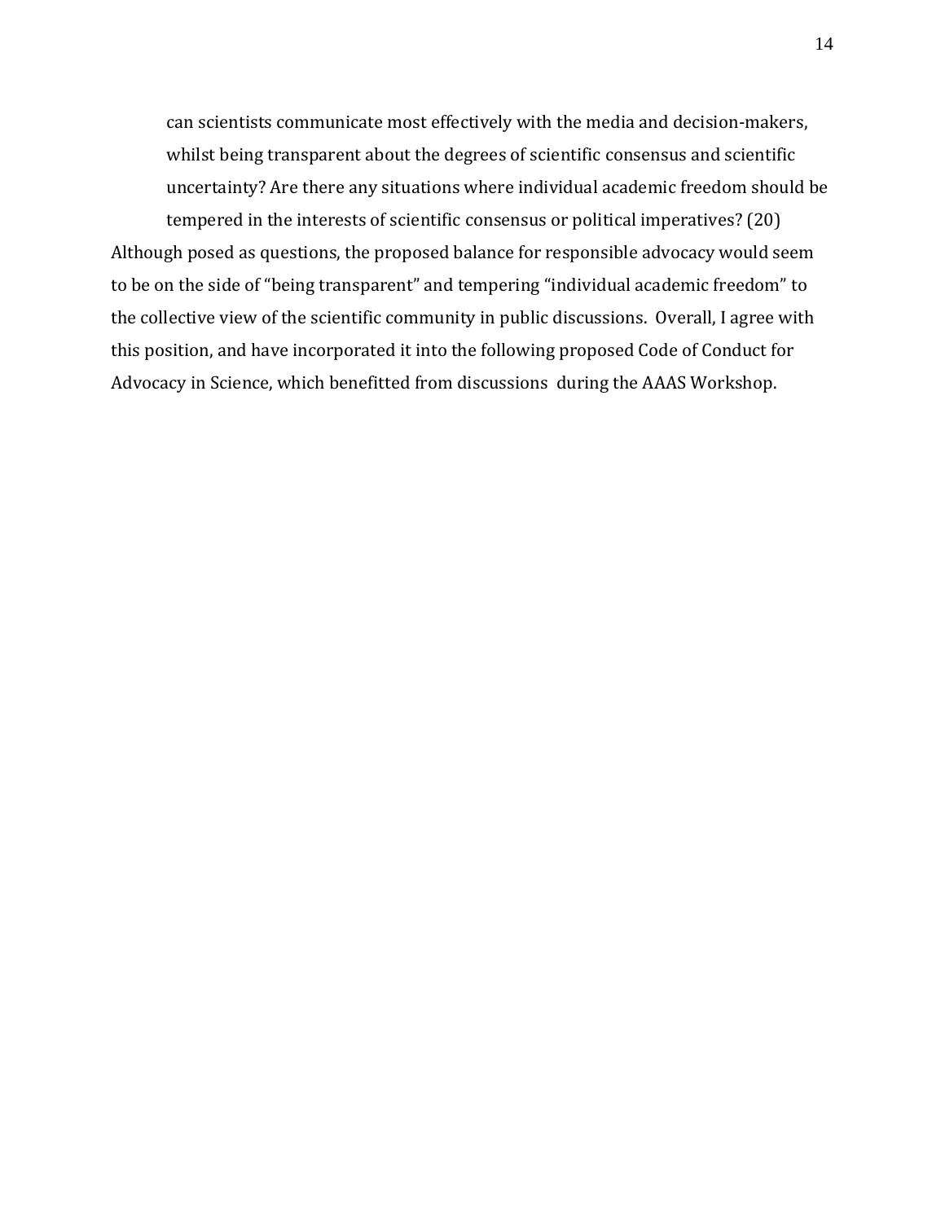> can scientists communicate most effectively with the media and decision-makers, whilst being transparent about the degrees of scientific consensus and scientific uncertainty? Are there any situations where individual academic freedom should be tempered in the interests of scientific consensus or political imperatives? (20)

Although posed as questions, the proposed balance for responsible advocacy would seem to be on the side of "being transparent" and tempering "individual academic freedom" to the collective view of the scientific community in public discussions. Overall, I agree with this position, and have incorporated it into the following proposed Code of Conduct for Advocacy in Science, which benefitted from discussions during the AAAS Workshop.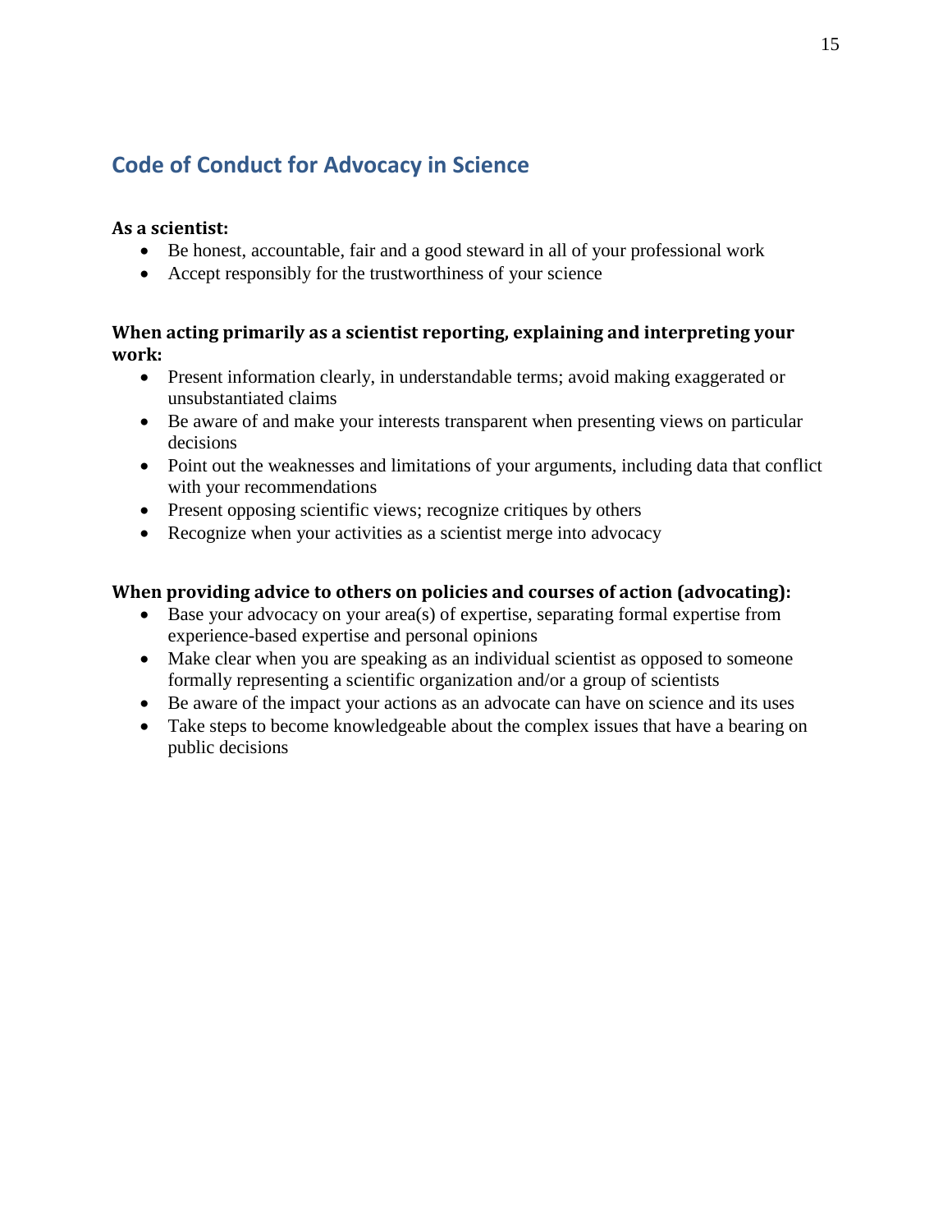## Code of Conduct for Advocacy in Science

**As a scientist:**

- Be honest, accountable, fair and a good steward in all of your professional work
- Accept responsibly for the trustworthiness of your science

**When acting primarily as a scientist reporting, explaining and interpreting your work:**

- Present information clearly, in understandable terms; avoid making exaggerated or unsubstantiated claims
- Be aware of and make your interests transparent when presenting views on particular decisions
- Point out the weaknesses and limitations of your arguments, including data that conflict with your recommendations
- Present opposing scientific views; recognize critiques by others
- Recognize when your activities as a scientist merge into advocacy

**When providing advice to others on policies and courses of action (advocating):**

- Base your advocacy on your area(s) of expertise, separating formal expertise from experience-based expertise and personal opinions
- Make clear when you are speaking as an individual scientist as opposed to someone formally representing a scientific organization and/or a group of scientists
- Be aware of the impact your actions as an advocate can have on science and its uses
- Take steps to become knowledgeable about the complex issues that have a bearing on public decisions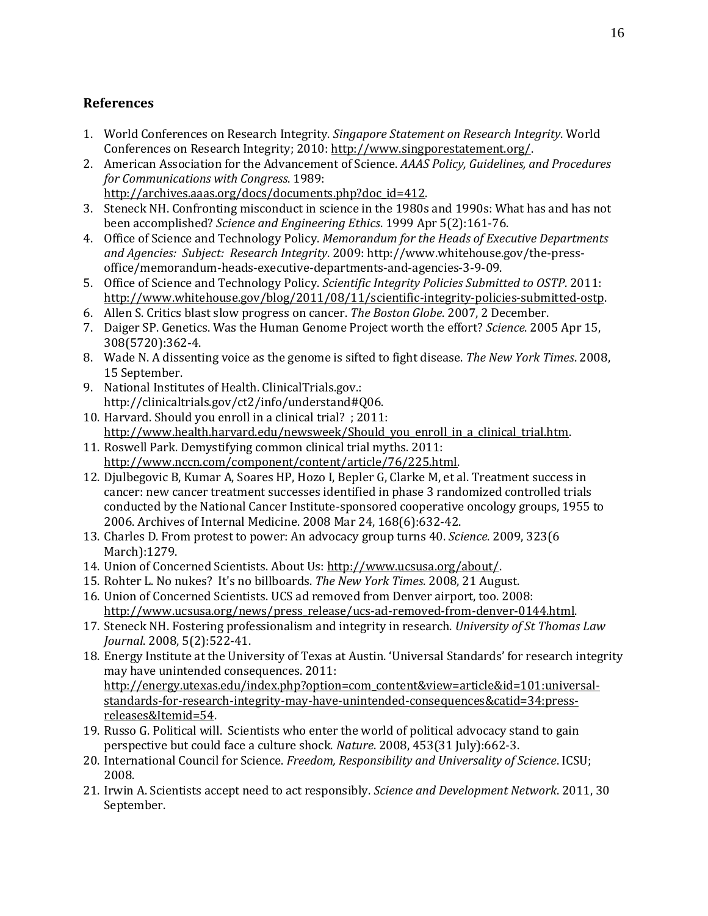## References

1. World Conferences on Research Integrity. *Singapore Statement on Research Integrity*. World Conferences on Research Integrity; 2010: http://www.singporestatement.org/.
2. American Association for the Advancement of Science. *AAAS Policy, Guidelines, and Procedures for Communications with Congress*. 1989: http://archives.aaas.org/docs/documents.php?doc_id=412.
3. Steneck NH. Confronting misconduct in science in the 1980s and 1990s: What has and has not been accomplished? *Science and Engineering Ethics*. 1999 Apr 5(2):161-76.
4. Office of Science and Technology Policy. *Memorandum for the Heads of Executive Departments and Agencies: Subject: Research Integrity*. 2009: http://www.whitehouse.gov/the-press-office/memorandum-heads-executive-departments-and-agencies-3-9-09.
5. Office of Science and Technology Policy. *Scientific Integrity Policies Submitted to OSTP*. 2011: http://www.whitehouse.gov/blog/2011/08/11/scientific-integrity-policies-submitted-ostp.
6. Allen S. Critics blast slow progress on cancer. *The Boston Globe*. 2007, 2 December.
7. Daiger SP. Genetics. Was the Human Genome Project worth the effort? *Science*. 2005 Apr 15, 308(5720):362-4.
8. Wade N. A dissenting voice as the genome is sifted to fight disease. *The New York Times*. 2008, 15 September.
9. National Institutes of Health. ClinicalTrials.gov.: http://clinicaltrials.gov/ct2/info/understand#Q06.
10. Harvard. Should you enroll in a clinical trial? ; 2011: http://www.health.harvard.edu/newsweek/Should_you_enroll_in_a_clinical_trial.htm.
11. Roswell Park. Demystifying common clinical trial myths. 2011: http://www.nccn.com/component/content/article/76/225.html.
12. Djulbegovic B, Kumar A, Soares HP, Hozo I, Bepler G, Clarke M, et al. Treatment success in cancer: new cancer treatment successes identified in phase 3 randomized controlled trials conducted by the National Cancer Institute-sponsored cooperative oncology groups, 1955 to 2006. Archives of Internal Medicine. 2008 Mar 24, 168(6):632-42.
13. Charles D. From protest to power: An advocacy group turns 40. *Science*. 2009, 323(6 March):1279.
14. Union of Concerned Scientists. About Us: http://www.ucsusa.org/about/.
15. Rohter L. No nukes? It's no billboards. *The New York Times*. 2008, 21 August.
16. Union of Concerned Scientists. UCS ad removed from Denver airport, too. 2008: http://www.ucsusa.org/news/press_release/ucs-ad-removed-from-denver-0144.html.
17. Steneck NH. Fostering professionalism and integrity in research. *University of St Thomas Law Journal*. 2008, 5(2):522-41.
18. Energy Institute at the University of Texas at Austin. 'Universal Standards' for research integrity may have unintended consequences. 2011: http://energy.utexas.edu/index.php?option=com_content&view=article&id=101:universal-standards-for-research-integrity-may-have-unintended-consequences&catid=34:press-releases&Itemid=54.
19. Russo G. Political will. Scientists who enter the world of political advocacy stand to gain perspective but could face a culture shock. *Nature*. 2008, 453(31 July):662-3.
20. International Council for Science. *Freedom, Responsibility and Universality of Science*. ICSU; 2008.
21. Irwin A. Scientists accept need to act responsibly. *Science and Development Network*. 2011, 30 September.